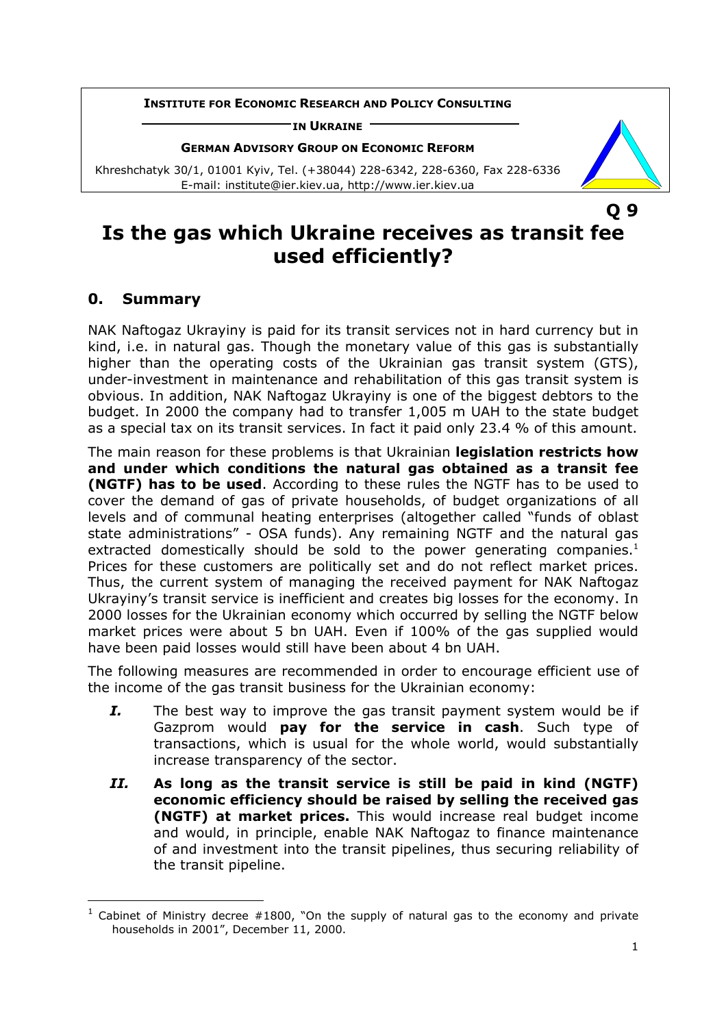**INSTITUTE FOR ECONOMIC RESEARCH AND POLICY CONSULTING**

**IN UKRAINE**

**GERMAN ADVISORY GROUP ON ECONOMIC REFORM**

Khreshchatyk 30/1, 01001 Kyiv, Tel. (+38044) 228-6342, 228-6360, Fax 228-6336
E-mail: institute@ier.kiev.ua, http://www.ier.kiev.ua

**Q 9**

# Is the gas which Ukraine receives as transit fee used efficiently?

## 0. Summary

NAK Naftogaz Ukrayiny is paid for its transit services not in hard currency but in kind, i.e. in natural gas. Though the monetary value of this gas is substantially higher than the operating costs of the Ukrainian gas transit system (GTS), under-investment in maintenance and rehabilitation of this gas transit system is obvious. In addition, NAK Naftogaz Ukrayiny is one of the biggest debtors to the budget. In 2000 the company had to transfer 1,005 m UAH to the state budget as a special tax on its transit services. In fact it paid only 23.4 % of this amount.

The main reason for these problems is that Ukrainian **legislation restricts how and under which conditions the natural gas obtained as a transit fee (NGTF) has to be used**. According to these rules the NGTF has to be used to cover the demand of gas of private households, of budget organizations of all levels and of communal heating enterprises (altogether called "funds of oblast state administrations" - OSA funds). Any remaining NGTF and the natural gas extracted domestically should be sold to the power generating companies.[1] Prices for these customers are politically set and do not reflect market prices. Thus, the current system of managing the received payment for NAK Naftogaz Ukrayiny's transit service is inefficient and creates big losses for the economy. In 2000 losses for the Ukrainian economy which occurred by selling the NGTF below market prices were about 5 bn UAH. Even if 100% of the gas supplied would have been paid losses would still have been about 4 bn UAH.

The following measures are recommended in order to encourage efficient use of the income of the gas transit business for the Ukrainian economy:

- ***I.*** The best way to improve the gas transit payment system would be if Gazprom would **pay for the service in cash**. Such type of transactions, which is usual for the whole world, would substantially increase transparency of the sector.
- ***II.*** **As long as the transit service is still be paid in kind (NGTF) economic efficiency should be raised by selling the received gas (NGTF) at market prices.** This would increase real budget income and would, in principle, enable NAK Naftogaz to finance maintenance of and investment into the transit pipelines, thus securing reliability of the transit pipeline.

---

[1] Cabinet of Ministry decree #1800, "On the supply of natural gas to the economy and private households in 2001", December 11, 2000.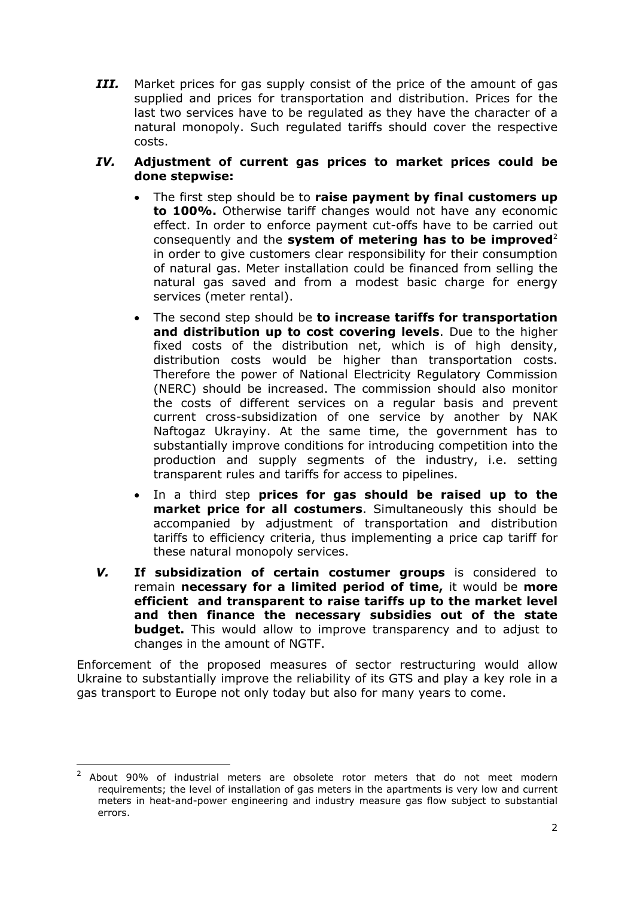***III.*** Market prices for gas supply consist of the price of the amount of gas supplied and prices for transportation and distribution. Prices for the last two services have to be regulated as they have the character of a natural monopoly. Such regulated tariffs should cover the respective costs.

***IV.*** **Adjustment of current gas prices to market prices could be done stepwise:**

- The first step should be to **raise payment by final customers up to 100%.** Otherwise tariff changes would not have any economic effect. In order to enforce payment cut-offs have to be carried out consequently and the **system of metering has to be improved**[2] in order to give customers clear responsibility for their consumption of natural gas. Meter installation could be financed from selling the natural gas saved and from a modest basic charge for energy services (meter rental).

- The second step should be **to increase tariffs for transportation and distribution up to cost covering levels**. Due to the higher fixed costs of the distribution net, which is of high density, distribution costs would be higher than transportation costs. Therefore the power of National Electricity Regulatory Commission (NERC) should be increased. The commission should also monitor the costs of different services on a regular basis and prevent current cross-subsidization of one service by another by NAK Naftogaz Ukrayiny. At the same time, the government has to substantially improve conditions for introducing competition into the production and supply segments of the industry, i.e. setting transparent rules and tariffs for access to pipelines.

- In a third step **prices for gas should be raised up to the market price for all costumers**. Simultaneously this should be accompanied by adjustment of transportation and distribution tariffs to efficiency criteria, thus implementing a price cap tariff for these natural monopoly services.

***V.*** **If subsidization of certain costumer groups** is considered to remain **necessary for a limited period of time,** it would be **more efficient and transparent to raise tariffs up to the market level and then finance the necessary subsidies out of the state budget.** This would allow to improve transparency and to adjust to changes in the amount of NGTF.

Enforcement of the proposed measures of sector restructuring would allow Ukraine to substantially improve the reliability of its GTS and play a key role in a gas transport to Europe not only today but also for many years to come.

---

[2] About 90% of industrial meters are obsolete rotor meters that do not meet modern requirements; the level of installation of gas meters in the apartments is very low and current meters in heat-and-power engineering and industry measure gas flow subject to substantial errors.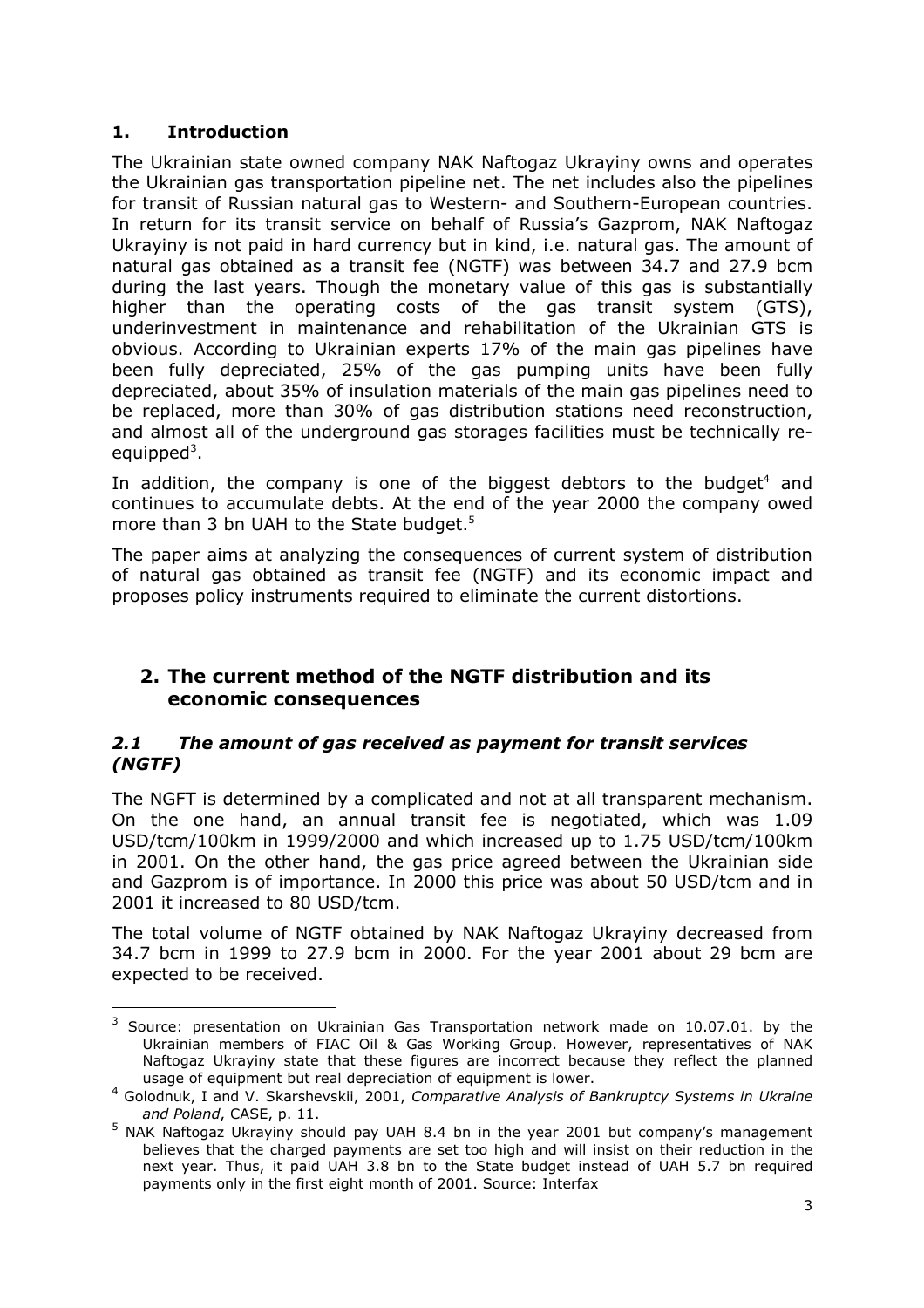## 1. Introduction

The Ukrainian state owned company NAK Naftogaz Ukrayiny owns and operates the Ukrainian gas transportation pipeline net. The net includes also the pipelines for transit of Russian natural gas to Western- and Southern-European countries. In return for its transit service on behalf of Russia's Gazprom, NAK Naftogaz Ukrayiny is not paid in hard currency but in kind, i.e. natural gas. The amount of natural gas obtained as a transit fee (NGTF) was between 34.7 and 27.9 bcm during the last years. Though the monetary value of this gas is substantially higher than the operating costs of the gas transit system (GTS), underinvestment in maintenance and rehabilitation of the Ukrainian GTS is obvious. According to Ukrainian experts 17% of the main gas pipelines have been fully depreciated, 25% of the gas pumping units have been fully depreciated, about 35% of insulation materials of the main gas pipelines need to be replaced, more than 30% of gas distribution stations need reconstruction, and almost all of the underground gas storages facilities must be technically re-equipped[3].

In addition, the company is one of the biggest debtors to the budget[4] and continues to accumulate debts. At the end of the year 2000 the company owed more than 3 bn UAH to the State budget.[5]

The paper aims at analyzing the consequences of current system of distribution of natural gas obtained as transit fee (NGTF) and its economic impact and proposes policy instruments required to eliminate the current distortions.

## 2. The current method of the NGTF distribution and its economic consequences

### *2.1 The amount of gas received as payment for transit services (NGTF)*

The NGFT is determined by a complicated and not at all transparent mechanism. On the one hand, an annual transit fee is negotiated, which was 1.09 USD/tcm/100km in 1999/2000 and which increased up to 1.75 USD/tcm/100km in 2001. On the other hand, the gas price agreed between the Ukrainian side and Gazprom is of importance. In 2000 this price was about 50 USD/tcm and in 2001 it increased to 80 USD/tcm.

The total volume of NGTF obtained by NAK Naftogaz Ukrayiny decreased from 34.7 bcm in 1999 to 27.9 bcm in 2000. For the year 2001 about 29 bcm are expected to be received.

[3] Source: presentation on Ukrainian Gas Transportation network made on 10.07.01. by the Ukrainian members of FIAC Oil & Gas Working Group. However, representatives of NAK Naftogaz Ukrayiny state that these figures are incorrect because they reflect the planned usage of equipment but real depreciation of equipment is lower.

[4] Golodnuk, I and V. Skarshevskii, 2001, *Comparative Analysis of Bankruptcy Systems in Ukraine and Poland*, CASE, p. 11.

[5] NAK Naftogaz Ukrayiny should pay UAH 8.4 bn in the year 2001 but company's management believes that the charged payments are set too high and will insist on their reduction in the next year. Thus, it paid UAH 3.8 bn to the State budget instead of UAH 5.7 bn required payments only in the first eight month of 2001. Source: Interfax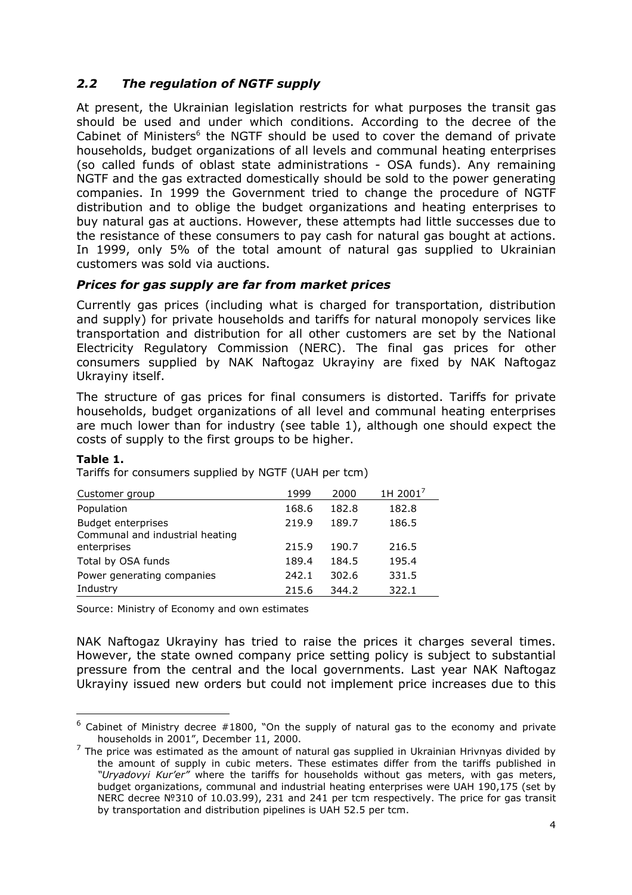## *2.2 The regulation of NGTF supply*

At present, the Ukrainian legislation restricts for what purposes the transit gas should be used and under which conditions. According to the decree of the Cabinet of Ministers[6] the NGTF should be used to cover the demand of private households, budget organizations of all levels and communal heating enterprises (so called funds of oblast state administrations - OSA funds). Any remaining NGTF and the gas extracted domestically should be sold to the power generating companies. In 1999 the Government tried to change the procedure of NGTF distribution and to oblige the budget organizations and heating enterprises to buy natural gas at auctions. However, these attempts had little successes due to the resistance of these consumers to pay cash for natural gas bought at actions. In 1999, only 5% of the total amount of natural gas supplied to Ukrainian customers was sold via auctions.

### *Prices for gas supply are far from market prices*

Currently gas prices (including what is charged for transportation, distribution and supply) for private households and tariffs for natural monopoly services like transportation and distribution for all other customers are set by the National Electricity Regulatory Commission (NERC). The final gas prices for other consumers supplied by NAK Naftogaz Ukrayiny are fixed by NAK Naftogaz Ukrayiny itself.

The structure of gas prices for final consumers is distorted. Tariffs for private households, budget organizations of all level and communal heating enterprises are much lower than for industry (see table 1), although one should expect the costs of supply to the first groups to be higher.

**Table 1.**

Tariffs for consumers supplied by NGTF (UAH per tcm)

| Customer group | 1999 | 2000 | 1H 2001[7] |
|---|---|---|---|
| Population | 168.6 | 182.8 | 182.8 |
| Budget enterprises | 219.9 | 189.7 | 186.5 |
| Communal and industrial heating enterprises | 215.9 | 190.7 | 216.5 |
| Total by OSA funds | 189.4 | 184.5 | 195.4 |
| Power generating companies | 242.1 | 302.6 | 331.5 |
| Industry | 215.6 | 344.2 | 322.1 |

Source: Ministry of Economy and own estimates

NAK Naftogaz Ukrayiny has tried to raise the prices it charges several times. However, the state owned company price setting policy is subject to substantial pressure from the central and the local governments. Last year NAK Naftogaz Ukrayiny issued new orders but could not implement price increases due to this

[6] Cabinet of Ministry decree #1800, "On the supply of natural gas to the economy and private households in 2001", December 11, 2000.

[7] The price was estimated as the amount of natural gas supplied in Ukrainian Hrivnyas divided by the amount of supply in cubic meters. These estimates differ from the tariffs published in *"Uryadovyi Kur'er"* where the tariffs for households without gas meters, with gas meters, budget organizations, communal and industrial heating enterprises were UAH 190,175 (set by NERC decree №310 of 10.03.99), 231 and 241 per tcm respectively. The price for gas transit by transportation and distribution pipelines is UAH 52.5 per tcm.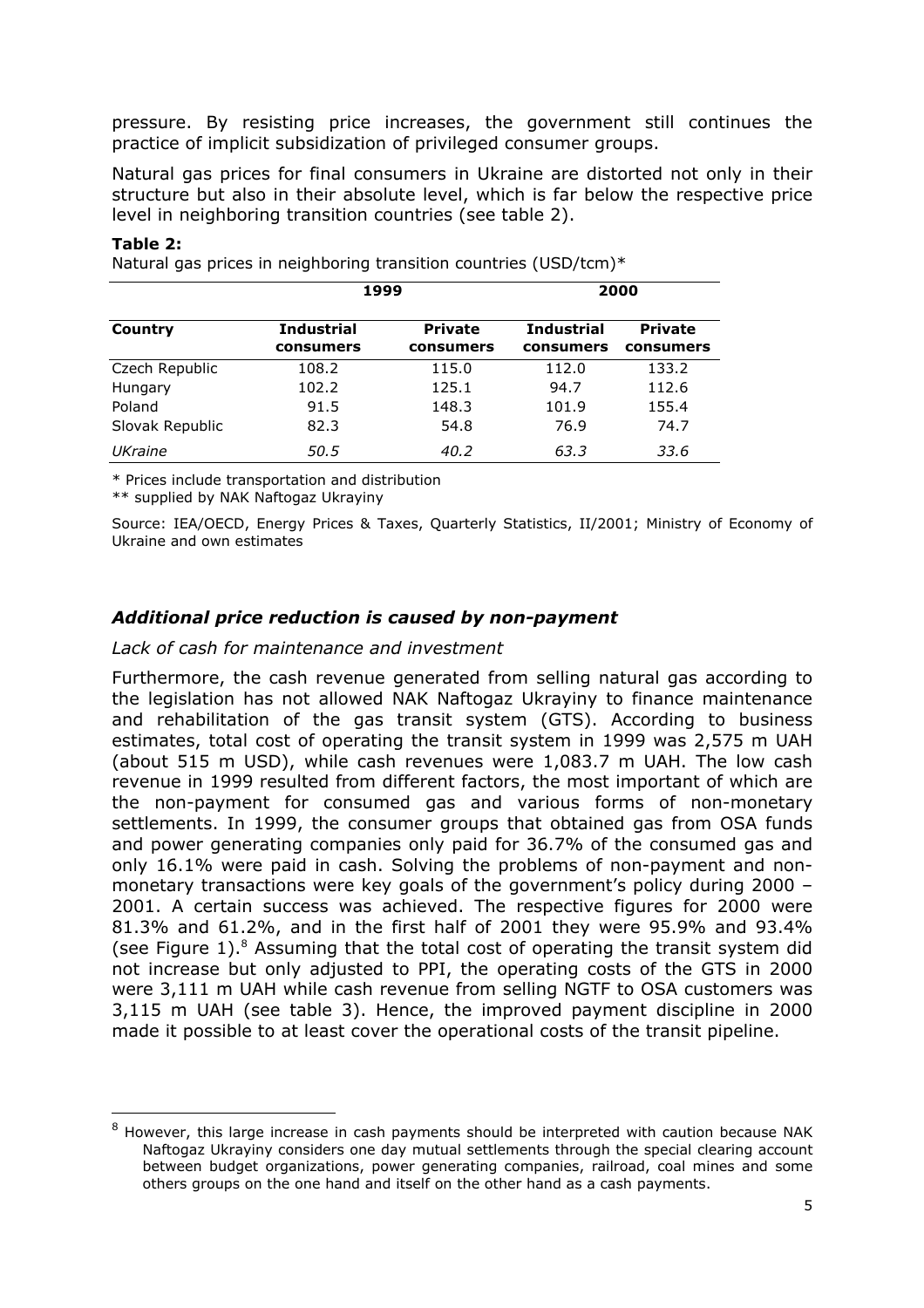pressure. By resisting price increases, the government still continues the practice of implicit subsidization of privileged consumer groups.

Natural gas prices for final consumers in Ukraine are distorted not only in their structure but also in their absolute level, which is far below the respective price level in neighboring transition countries (see table 2).

**Table 2:**

Natural gas prices in neighboring transition countries (USD/tcm)*

| | 1999 | | 2000 | |
|---|---|---|---|---|
| **Country** | **Industrial consumers** | **Private consumers** | **Industrial consumers** | **Private consumers** |
| Czech Republic | 108.2 | 115.0 | 112.0 | 133.2 |
| Hungary | 102.2 | 125.1 | 94.7 | 112.6 |
| Poland | 91.5 | 148.3 | 101.9 | 155.4 |
| Slovak Republic | 82.3 | 54.8 | 76.9 | 74.7 |
| *UKraine* | *50.5* | *40.2* | *63.3* | *33.6* |

\* Prices include transportation and distribution

\*\* supplied by NAK Naftogaz Ukrayiny

Source: IEA/OECD, Energy Prices & Taxes, Quarterly Statistics, II/2001; Ministry of Economy of Ukraine and own estimates

### *Additional price reduction is caused by non-payment*

*Lack of cash for maintenance and investment*

Furthermore, the cash revenue generated from selling natural gas according to the legislation has not allowed NAK Naftogaz Ukrayiny to finance maintenance and rehabilitation of the gas transit system (GTS). According to business estimates, total cost of operating the transit system in 1999 was 2,575 m UAH (about 515 m USD), while cash revenues were 1,083.7 m UAH. The low cash revenue in 1999 resulted from different factors, the most important of which are the non-payment for consumed gas and various forms of non-monetary settlements. In 1999, the consumer groups that obtained gas from OSA funds and power generating companies only paid for 36.7% of the consumed gas and only 16.1% were paid in cash. Solving the problems of non-payment and non-monetary transactions were key goals of the government's policy during 2000 – 2001. A certain success was achieved. The respective figures for 2000 were 81.3% and 61.2%, and in the first half of 2001 they were 95.9% and 93.4% (see Figure 1).[8] Assuming that the total cost of operating the transit system did not increase but only adjusted to PPI, the operating costs of the GTS in 2000 were 3,111 m UAH while cash revenue from selling NGTF to OSA customers was 3,115 m UAH (see table 3). Hence, the improved payment discipline in 2000 made it possible to at least cover the operational costs of the transit pipeline.

[8] However, this large increase in cash payments should be interpreted with caution because NAK Naftogaz Ukrayiny considers one day mutual settlements through the special clearing account between budget organizations, power generating companies, railroad, coal mines and some others groups on the one hand and itself on the other hand as a cash payments.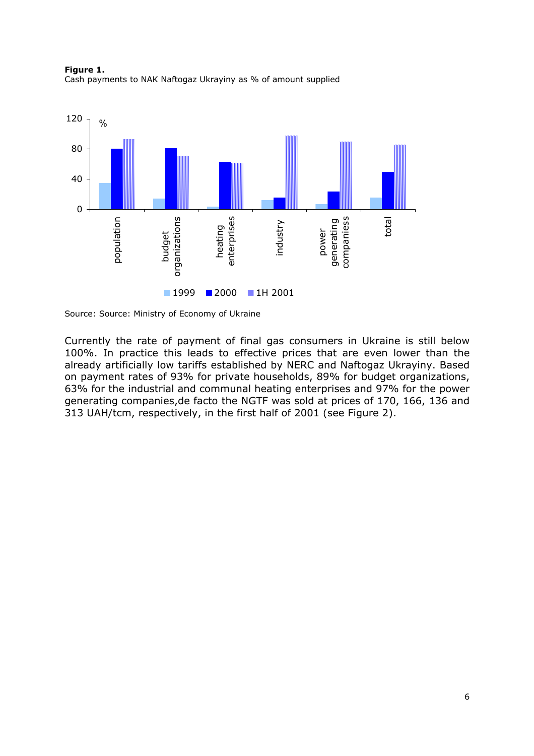**Figure 1.**
Cash payments to NAK Naftogaz Ukrayiny as % of amount supplied

120
%
80
40
0

population
budget organizations
heating enterprises
industry
power generating companiess
total

1999 2000 1H 2001

Source: Source: Ministry of Economy of Ukraine

Currently the rate of payment of final gas consumers in Ukraine is still below 100%. In practice this leads to effective prices that are even lower than the already artificially low tariffs established by NERC and Naftogaz Ukrayiny. Based on payment rates of 93% for private households, 89% for budget organizations, 63% for the industrial and communal heating enterprises and 97% for the power generating companies,de facto the NGTF was sold at prices of 170, 166, 136 and 313 UAH/tcm, respectively, in the first half of 2001 (see Figure 2).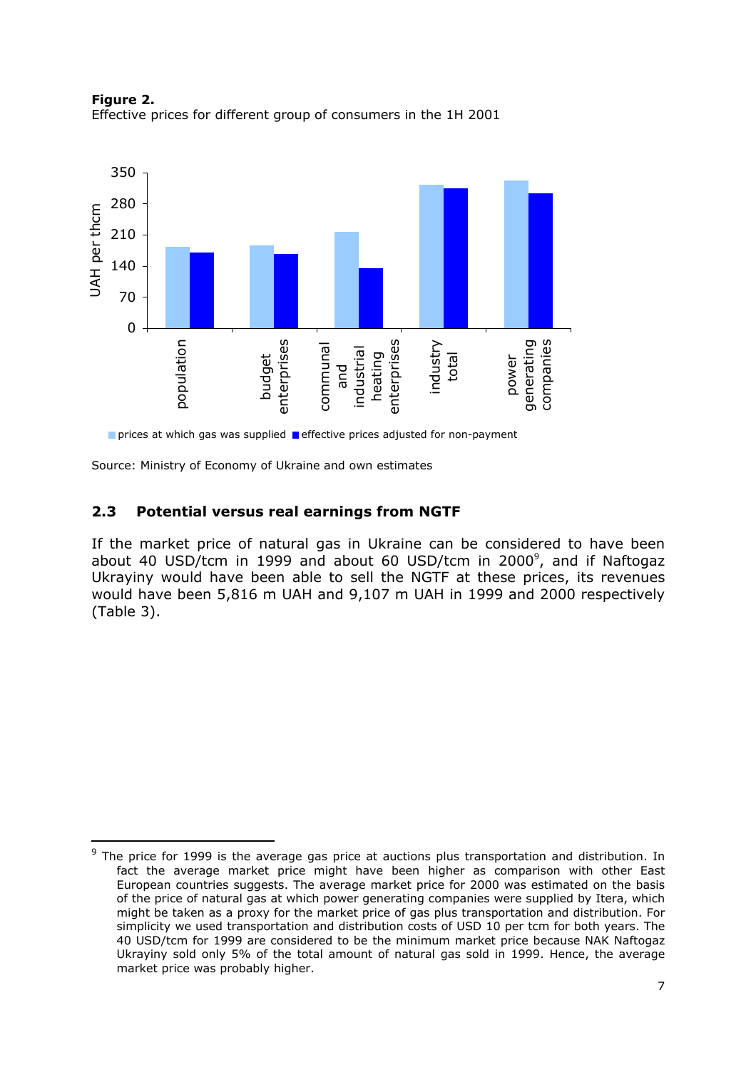**Figure 2.**
Effective prices for different group of consumers in the 1H 2001

UAH per thcm

350
280
210
140
70
0

population
budget enterprises
communal and industrial heating enterprises
industry total
power generating companies

prices at which gas was supplied
effective prices adjusted for non-payment

Source: Ministry of Economy of Ukraine and own estimates

## 2.3 Potential versus real earnings from NGTF

If the market price of natural gas in Ukraine can be considered to have been about 40 USD/tcm in 1999 and about 60 USD/tcm in 2000[9], and if Naftogaz Ukrayiny would have been able to sell the NGTF at these prices, its revenues would have been 5,816 m UAH and 9,107 m UAH in 1999 and 2000 respectively (Table 3).

---

[9] The price for 1999 is the average gas price at auctions plus transportation and distribution. In fact the average market price might have been higher as comparison with other East European countries suggests. The average market price for 2000 was estimated on the basis of the price of natural gas at which power generating companies were supplied by Itera, which might be taken as a proxy for the market price of gas plus transportation and distribution. For simplicity we used transportation and distribution costs of USD 10 per tcm for both years. The 40 USD/tcm for 1999 are considered to be the minimum market price because NAK Naftogaz Ukrayiny sold only 5% of the total amount of natural gas sold in 1999. Hence, the average market price was probably higher.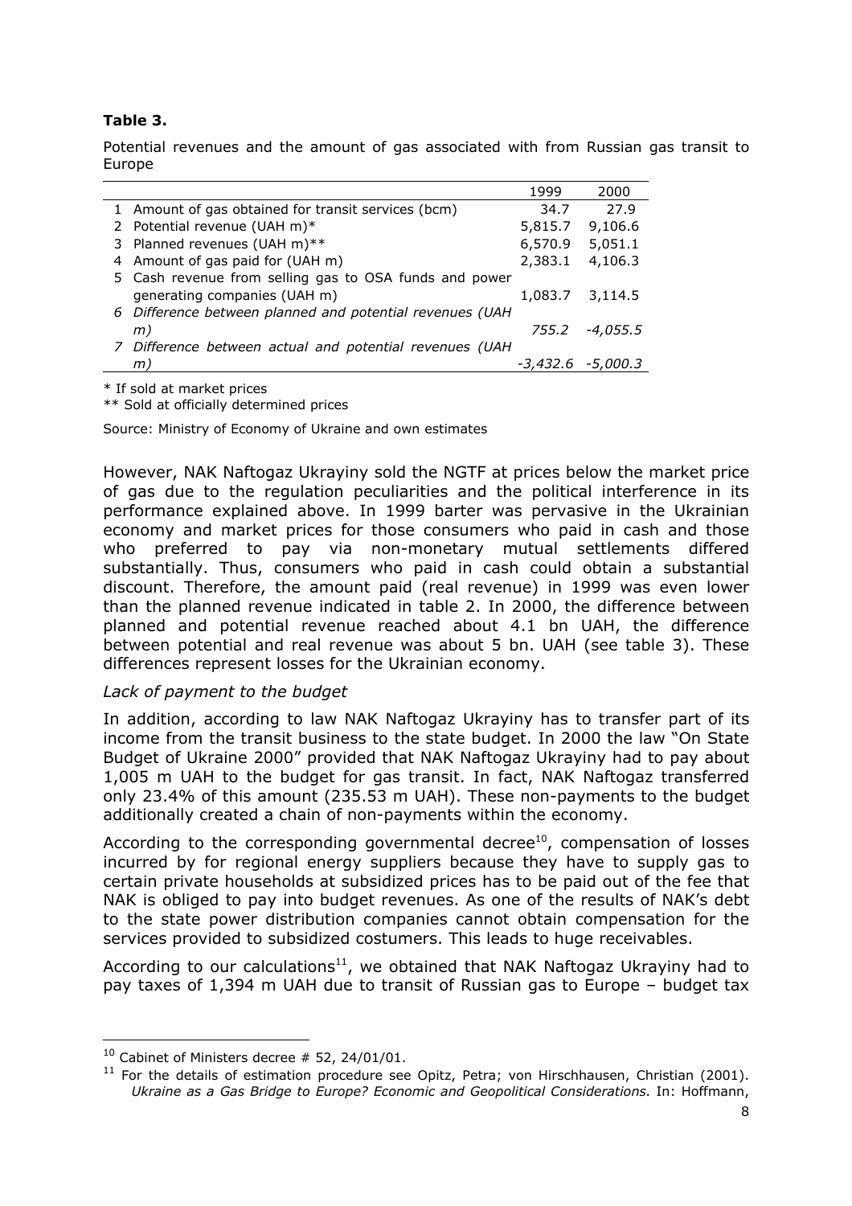**Table 3.**

Potential revenues and the amount of gas associated with from Russian gas transit to Europe

| | | 1999 | 2000 |
|---|---|---|---|
| 1 | Amount of gas obtained for transit services (bcm) | 34.7 | 27.9 |
| 2 | Potential revenue (UAH m)* | 5,815.7 | 9,106.6 |
| 3 | Planned revenues (UAH m)** | 6,570.9 | 5,051.1 |
| 4 | Amount of gas paid for (UAH m) | 2,383.1 | 4,106.3 |
| 5 | Cash revenue from selling gas to OSA funds and power generating companies (UAH m) | 1,083.7 | 3,114.5 |
| *6* | *Difference between planned and potential revenues (UAH m)* | *755.2* | *-4,055.5* |
| *7* | *Difference between actual and potential revenues (UAH m)* | *-3,432.6* | *-5,000.3* |

\* If sold at market prices

\*\* Sold at officially determined prices

Source: Ministry of Economy of Ukraine and own estimates

However, NAK Naftogaz Ukrayiny sold the NGTF at prices below the market price of gas due to the regulation peculiarities and the political interference in its performance explained above. In 1999 barter was pervasive in the Ukrainian economy and market prices for those consumers who paid in cash and those who preferred to pay via non-monetary mutual settlements differed substantially. Thus, consumers who paid in cash could obtain a substantial discount. Therefore, the amount paid (real revenue) in 1999 was even lower than the planned revenue indicated in table 2. In 2000, the difference between planned and potential revenue reached about 4.1 bn UAH, the difference between potential and real revenue was about 5 bn. UAH (see table 3). These differences represent losses for the Ukrainian economy.

*Lack of payment to the budget*

In addition, according to law NAK Naftogaz Ukrayiny has to transfer part of its income from the transit business to the state budget. In 2000 the law "On State Budget of Ukraine 2000" provided that NAK Naftogaz Ukrayiny had to pay about 1,005 m UAH to the budget for gas transit. In fact, NAK Naftogaz transferred only 23.4% of this amount (235.53 m UAH). These non-payments to the budget additionally created a chain of non-payments within the economy.

According to the corresponding governmental decree[10], compensation of losses incurred by for regional energy suppliers because they have to supply gas to certain private households at subsidized prices has to be paid out of the fee that NAK is obliged to pay into budget revenues. As one of the results of NAK's debt to the state power distribution companies cannot obtain compensation for the services provided to subsidized costumers. This leads to huge receivables.

According to our calculations[11], we obtained that NAK Naftogaz Ukrayiny had to pay taxes of 1,394 m UAH due to transit of Russian gas to Europe – budget tax

[10] Cabinet of Ministers decree # 52, 24/01/01.

[11] For the details of estimation procedure see Opitz, Petra; von Hirschhausen, Christian (2001). *Ukraine as a Gas Bridge to Europe? Economic and Geopolitical Considerations.* In: Hoffmann,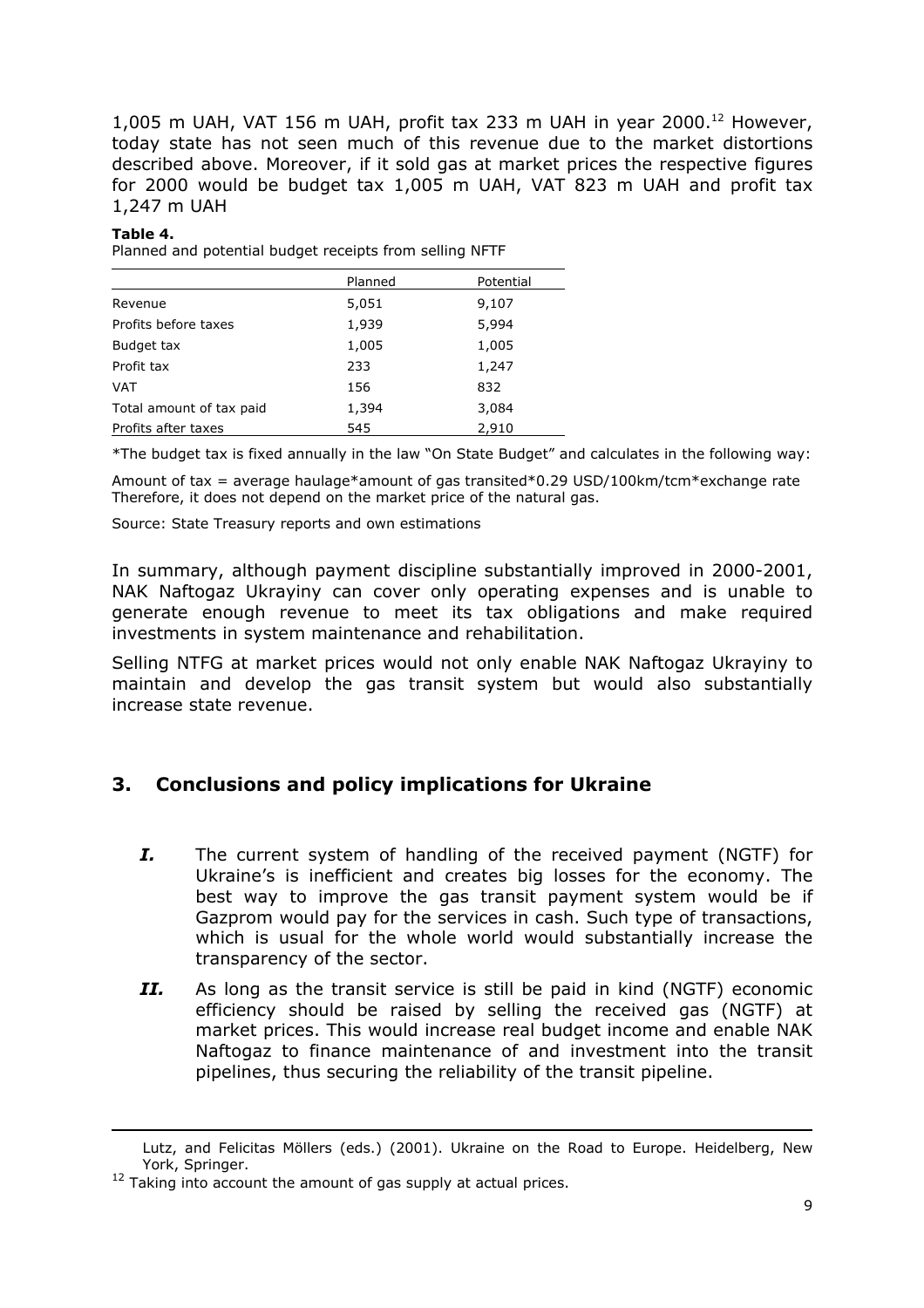1,005 m UAH, VAT 156 m UAH, profit tax 233 m UAH in year 2000.[12] However, today state has not seen much of this revenue due to the market distortions described above. Moreover, if it sold gas at market prices the respective figures for 2000 would be budget tax 1,005 m UAH, VAT 823 m UAH and profit tax 1,247 m UAH

**Table 4.**

Planned and potential budget receipts from selling NFTF

| | Planned | Potential |
|---|---|---|
| Revenue | 5,051 | 9,107 |
| Profits before taxes | 1,939 | 5,994 |
| Budget tax | 1,005 | 1,005 |
| Profit tax | 233 | 1,247 |
| VAT | 156 | 832 |
| Total amount of tax paid | 1,394 | 3,084 |
| Profits after taxes | 545 | 2,910 |

*The budget tax is fixed annually in the law "On State Budget" and calculates in the following way:

Amount of tax = average haulage*amount of gas transited*0.29 USD/100km/tcm*exchange rate Therefore, it does not depend on the market price of the natural gas.

Source: State Treasury reports and own estimations

In summary, although payment discipline substantially improved in 2000-2001, NAK Naftogaz Ukrayiny can cover only operating expenses and is unable to generate enough revenue to meet its tax obligations and make required investments in system maintenance and rehabilitation.

Selling NTFG at market prices would not only enable NAK Naftogaz Ukrayiny to maintain and develop the gas transit system but would also substantially increase state revenue.

## 3. Conclusions and policy implications for Ukraine

***I.*** The current system of handling of the received payment (NGTF) for Ukraine's is inefficient and creates big losses for the economy. The best way to improve the gas transit payment system would be if Gazprom would pay for the services in cash. Such type of transactions, which is usual for the whole world would substantially increase the transparency of the sector.

***II.*** As long as the transit service is still be paid in kind (NGTF) economic efficiency should be raised by selling the received gas (NGTF) at market prices. This would increase real budget income and enable NAK Naftogaz to finance maintenance of and investment into the transit pipelines, thus securing the reliability of the transit pipeline.

---

Lutz, and Felicitas Möllers (eds.) (2001). Ukraine on the Road to Europe. Heidelberg, New York, Springer.

[12] Taking into account the amount of gas supply at actual prices.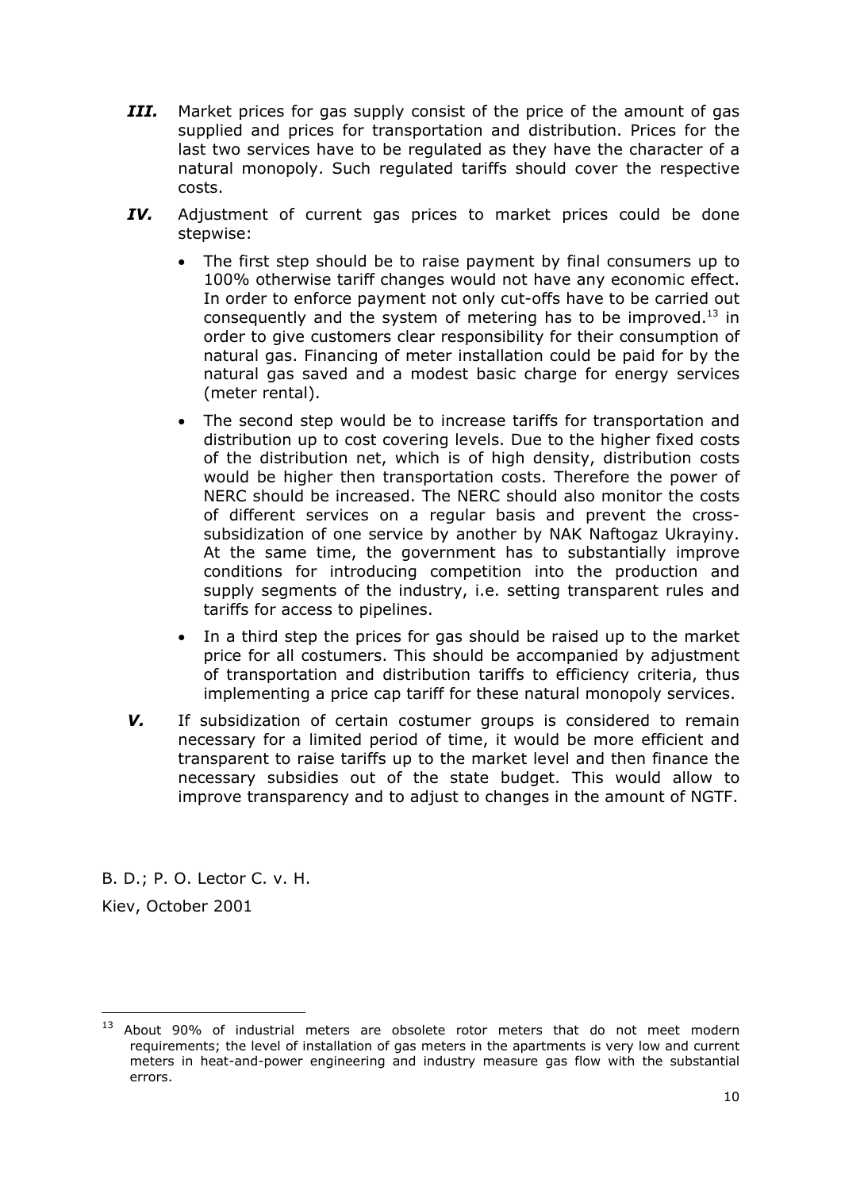***III.*** Market prices for gas supply consist of the price of the amount of gas supplied and prices for transportation and distribution. Prices for the last two services have to be regulated as they have the character of a natural monopoly. Such regulated tariffs should cover the respective costs.

***IV.*** Adjustment of current gas prices to market prices could be done stepwise:

- The first step should be to raise payment by final consumers up to 100% otherwise tariff changes would not have any economic effect. In order to enforce payment not only cut-offs have to be carried out consequently and the system of metering has to be improved.[13] in order to give customers clear responsibility for their consumption of natural gas. Financing of meter installation could be paid for by the natural gas saved and a modest basic charge for energy services (meter rental).
- The second step would be to increase tariffs for transportation and distribution up to cost covering levels. Due to the higher fixed costs of the distribution net, which is of high density, distribution costs would be higher then transportation costs. Therefore the power of NERC should be increased. The NERC should also monitor the costs of different services on a regular basis and prevent the cross-subsidization of one service by another by NAK Naftogaz Ukrayiny. At the same time, the government has to substantially improve conditions for introducing competition into the production and supply segments of the industry, i.e. setting transparent rules and tariffs for access to pipelines.
- In a third step the prices for gas should be raised up to the market price for all costumers. This should be accompanied by adjustment of transportation and distribution tariffs to efficiency criteria, thus implementing a price cap tariff for these natural monopoly services.

***V.*** If subsidization of certain costumer groups is considered to remain necessary for a limited period of time, it would be more efficient and transparent to raise tariffs up to the market level and then finance the necessary subsidies out of the state budget. This would allow to improve transparency and to adjust to changes in the amount of NGTF.

B. D.; P. O. Lector C. v. H.

Kiev, October 2001

---

[13] About 90% of industrial meters are obsolete rotor meters that do not meet modern requirements; the level of installation of gas meters in the apartments is very low and current meters in heat-and-power engineering and industry measure gas flow with the substantial errors.